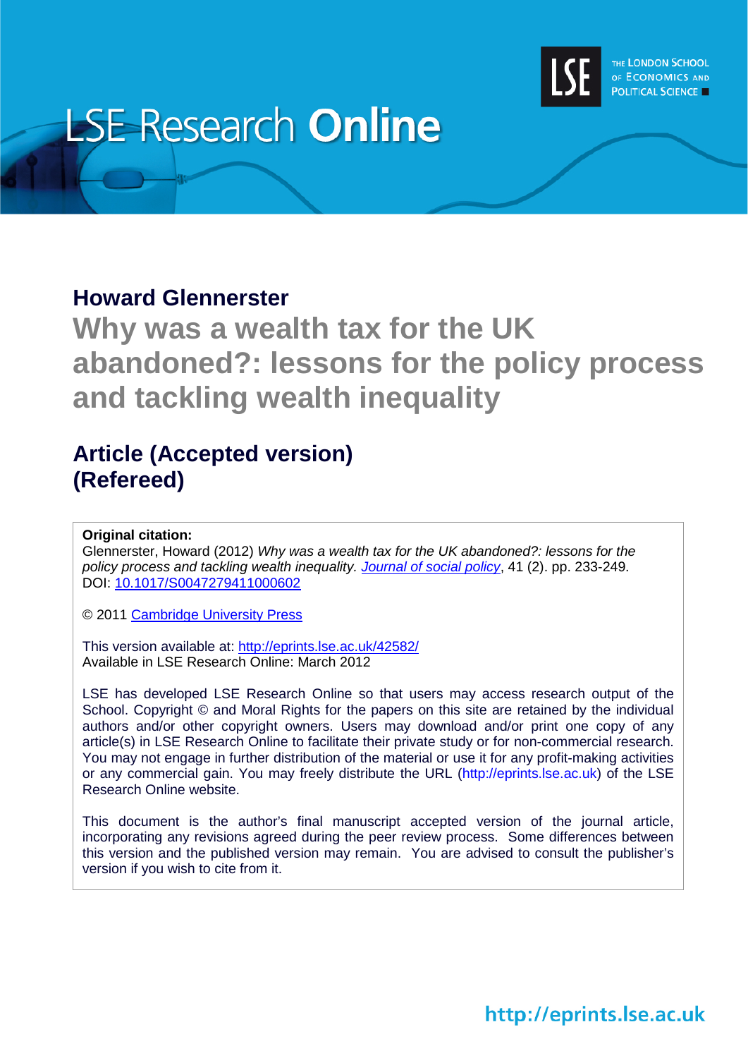# LSE Research Online

THE LONDON SCHOOL OF ECONOMICS AND POLITICAL SCIENCE

## Howard Glennerster

# Why was a wealth tax for the UK abandoned?: lessons for the policy process and tackling wealth inequality

## Article (Accepted version) (Refereed)

**Original citation:**
Glennerster, Howard (2012) *Why was a wealth tax for the UK abandoned?: lessons for the policy process and tackling wealth inequality. Journal of social policy*, 41 (2). pp. 233-249. DOI: 10.1017/S0047279411000602

© 2011 Cambridge University Press

This version available at: http://eprints.lse.ac.uk/42582/
Available in LSE Research Online: March 2012

LSE has developed LSE Research Online so that users may access research output of the School. Copyright © and Moral Rights for the papers on this site are retained by the individual authors and/or other copyright owners. Users may download and/or print one copy of any article(s) in LSE Research Online to facilitate their private study or for non-commercial research. You may not engage in further distribution of the material or use it for any profit-making activities or any commercial gain. You may freely distribute the URL (http://eprints.lse.ac.uk) of the LSE Research Online website.

This document is the author's final manuscript accepted version of the journal article, incorporating any revisions agreed during the peer review process. Some differences between this version and the published version may remain. You are advised to consult the publisher's version if you wish to cite from it.

http://eprints.lse.ac.uk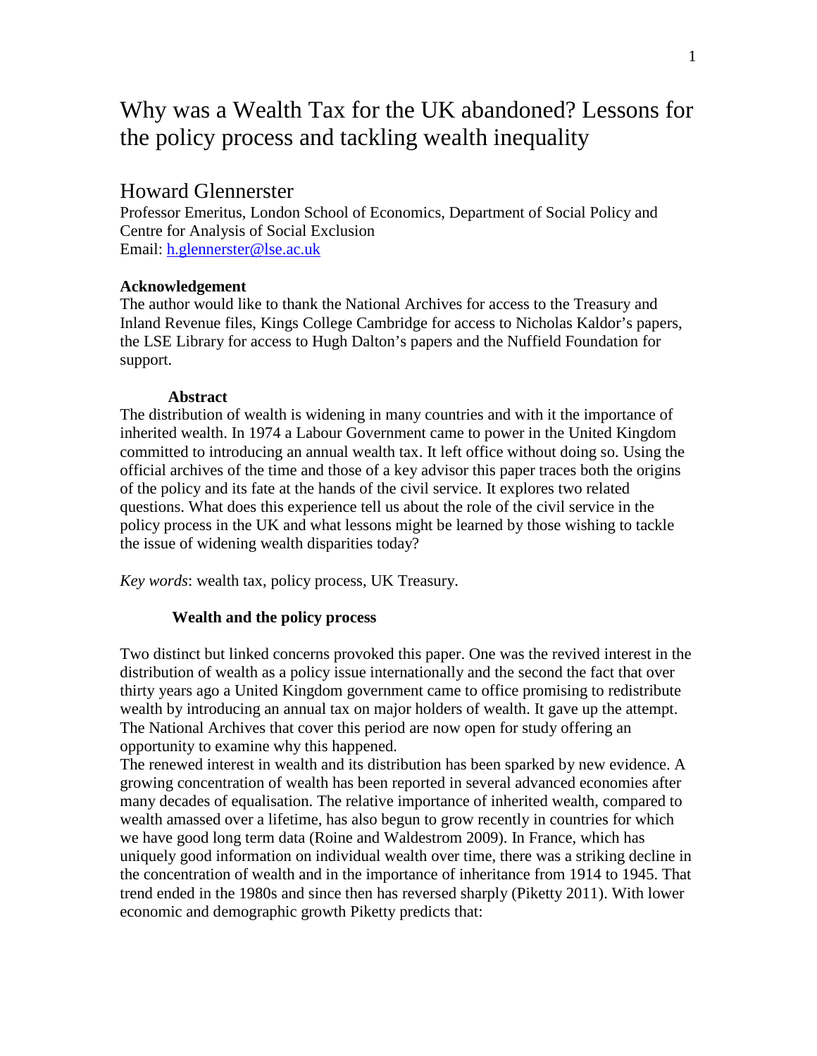# Why was a Wealth Tax for the UK abandoned? Lessons for the policy process and tackling wealth inequality

## Howard Glennerster

Professor Emeritus, London School of Economics, Department of Social Policy and Centre for Analysis of Social Exclusion
Email: h.glennerster@lse.ac.uk

**Acknowledgement**
The author would like to thank the National Archives for access to the Treasury and Inland Revenue files, Kings College Cambridge for access to Nicholas Kaldor's papers, the LSE Library for access to Hugh Dalton's papers and the Nuffield Foundation for support.

**Abstract**
The distribution of wealth is widening in many countries and with it the importance of inherited wealth. In 1974 a Labour Government came to power in the United Kingdom committed to introducing an annual wealth tax. It left office without doing so. Using the official archives of the time and those of a key advisor this paper traces both the origins of the policy and its fate at the hands of the civil service. It explores two related questions. What does this experience tell us about the role of the civil service in the policy process in the UK and what lessons might be learned by those wishing to tackle the issue of widening wealth disparities today?

*Key words*: wealth tax, policy process, UK Treasury.

**Wealth and the policy process**

Two distinct but linked concerns provoked this paper. One was the revived interest in the distribution of wealth as a policy issue internationally and the second the fact that over thirty years ago a United Kingdom government came to office promising to redistribute wealth by introducing an annual tax on major holders of wealth. It gave up the attempt. The National Archives that cover this period are now open for study offering an opportunity to examine why this happened.
The renewed interest in wealth and its distribution has been sparked by new evidence. A growing concentration of wealth has been reported in several advanced economies after many decades of equalisation. The relative importance of inherited wealth, compared to wealth amassed over a lifetime, has also begun to grow recently in countries for which we have good long term data (Roine and Waldestrom 2009). In France, which has uniquely good information on individual wealth over time, there was a striking decline in the concentration of wealth and in the importance of inheritance from 1914 to 1945. That trend ended in the 1980s and since then has reversed sharply (Piketty 2011). With lower economic and demographic growth Piketty predicts that: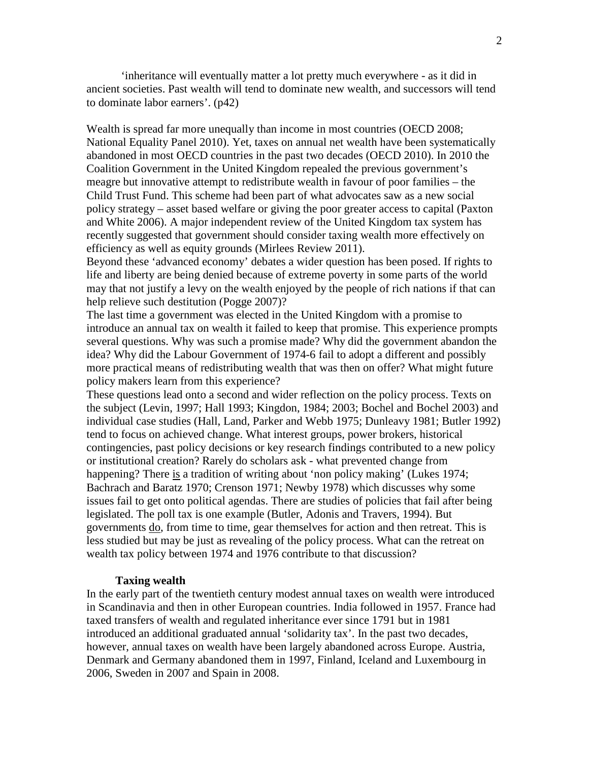'inheritance will eventually matter a lot pretty much everywhere - as it did in ancient societies. Past wealth will tend to dominate new wealth, and successors will tend to dominate labor earners'. (p42)

Wealth is spread far more unequally than income in most countries (OECD 2008; National Equality Panel 2010). Yet, taxes on annual net wealth have been systematically abandoned in most OECD countries in the past two decades (OECD 2010). In 2010 the Coalition Government in the United Kingdom repealed the previous government's meagre but innovative attempt to redistribute wealth in favour of poor families – the Child Trust Fund. This scheme had been part of what advocates saw as a new social policy strategy – asset based welfare or giving the poor greater access to capital (Paxton and White 2006). A major independent review of the United Kingdom tax system has recently suggested that government should consider taxing wealth more effectively on efficiency as well as equity grounds (Mirlees Review 2011).

Beyond these 'advanced economy' debates a wider question has been posed. If rights to life and liberty are being denied because of extreme poverty in some parts of the world may that not justify a levy on the wealth enjoyed by the people of rich nations if that can help relieve such destitution (Pogge 2007)?

The last time a government was elected in the United Kingdom with a promise to introduce an annual tax on wealth it failed to keep that promise. This experience prompts several questions. Why was such a promise made? Why did the government abandon the idea? Why did the Labour Government of 1974-6 fail to adopt a different and possibly more practical means of redistributing wealth that was then on offer? What might future policy makers learn from this experience?

These questions lead onto a second and wider reflection on the policy process. Texts on the subject (Levin, 1997; Hall 1993; Kingdon, 1984; 2003; Bochel and Bochel 2003) and individual case studies (Hall, Land, Parker and Webb 1975; Dunleavy 1981; Butler 1992) tend to focus on achieved change. What interest groups, power brokers, historical contingencies, past policy decisions or key research findings contributed to a new policy or institutional creation? Rarely do scholars ask - what prevented change from happening? There is a tradition of writing about 'non policy making' (Lukes 1974; Bachrach and Baratz 1970; Crenson 1971; Newby 1978) which discusses why some issues fail to get onto political agendas. There are studies of policies that fail after being legislated. The poll tax is one example (Butler, Adonis and Travers, 1994). But governments do, from time to time, gear themselves for action and then retreat. This is less studied but may be just as revealing of the policy process. What can the retreat on wealth tax policy between 1974 and 1976 contribute to that discussion?

## Taxing wealth

In the early part of the twentieth century modest annual taxes on wealth were introduced in Scandinavia and then in other European countries. India followed in 1957. France had taxed transfers of wealth and regulated inheritance ever since 1791 but in 1981 introduced an additional graduated annual 'solidarity tax'. In the past two decades, however, annual taxes on wealth have been largely abandoned across Europe. Austria, Denmark and Germany abandoned them in 1997, Finland, Iceland and Luxembourg in 2006, Sweden in 2007 and Spain in 2008.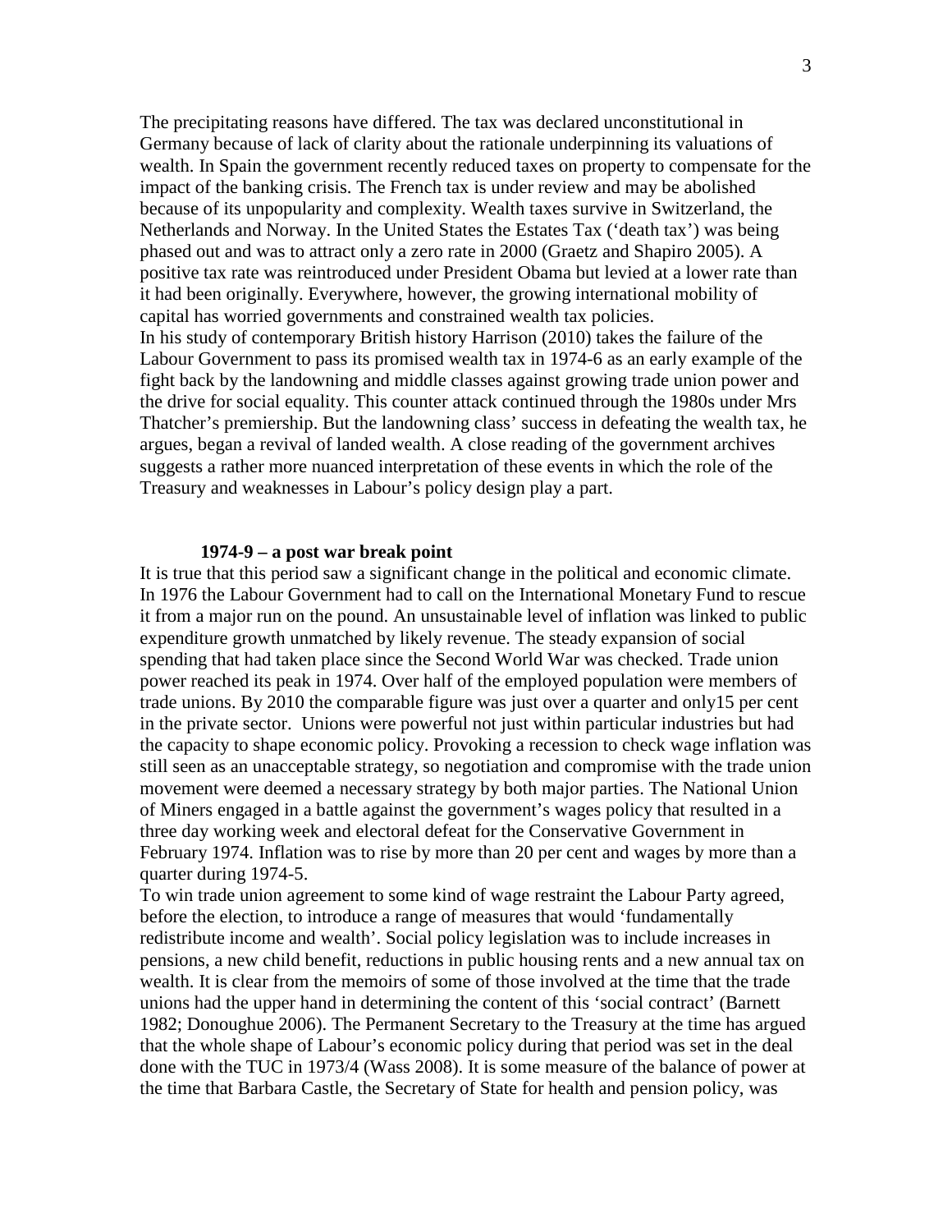The precipitating reasons have differed. The tax was declared unconstitutional in Germany because of lack of clarity about the rationale underpinning its valuations of wealth. In Spain the government recently reduced taxes on property to compensate for the impact of the banking crisis. The French tax is under review and may be abolished because of its unpopularity and complexity. Wealth taxes survive in Switzerland, the Netherlands and Norway. In the United States the Estates Tax ('death tax') was being phased out and was to attract only a zero rate in 2000 (Graetz and Shapiro 2005). A positive tax rate was reintroduced under President Obama but levied at a lower rate than it had been originally. Everywhere, however, the growing international mobility of capital has worried governments and constrained wealth tax policies.

In his study of contemporary British history Harrison (2010) takes the failure of the Labour Government to pass its promised wealth tax in 1974-6 as an early example of the fight back by the landowning and middle classes against growing trade union power and the drive for social equality. This counter attack continued through the 1980s under Mrs Thatcher's premiership. But the landowning class' success in defeating the wealth tax, he argues, began a revival of landed wealth. A close reading of the government archives suggests a rather more nuanced interpretation of these events in which the role of the Treasury and weaknesses in Labour's policy design play a part.

## 1974-9 – a post war break point

It is true that this period saw a significant change in the political and economic climate. In 1976 the Labour Government had to call on the International Monetary Fund to rescue it from a major run on the pound. An unsustainable level of inflation was linked to public expenditure growth unmatched by likely revenue. The steady expansion of social spending that had taken place since the Second World War was checked. Trade union power reached its peak in 1974. Over half of the employed population were members of trade unions. By 2010 the comparable figure was just over a quarter and only15 per cent in the private sector. Unions were powerful not just within particular industries but had the capacity to shape economic policy. Provoking a recession to check wage inflation was still seen as an unacceptable strategy, so negotiation and compromise with the trade union movement were deemed a necessary strategy by both major parties. The National Union of Miners engaged in a battle against the government's wages policy that resulted in a three day working week and electoral defeat for the Conservative Government in February 1974. Inflation was to rise by more than 20 per cent and wages by more than a quarter during 1974-5.

To win trade union agreement to some kind of wage restraint the Labour Party agreed, before the election, to introduce a range of measures that would 'fundamentally redistribute income and wealth'. Social policy legislation was to include increases in pensions, a new child benefit, reductions in public housing rents and a new annual tax on wealth. It is clear from the memoirs of some of those involved at the time that the trade unions had the upper hand in determining the content of this 'social contract' (Barnett 1982; Donoughue 2006). The Permanent Secretary to the Treasury at the time has argued that the whole shape of Labour's economic policy during that period was set in the deal done with the TUC in 1973/4 (Wass 2008). It is some measure of the balance of power at the time that Barbara Castle, the Secretary of State for health and pension policy, was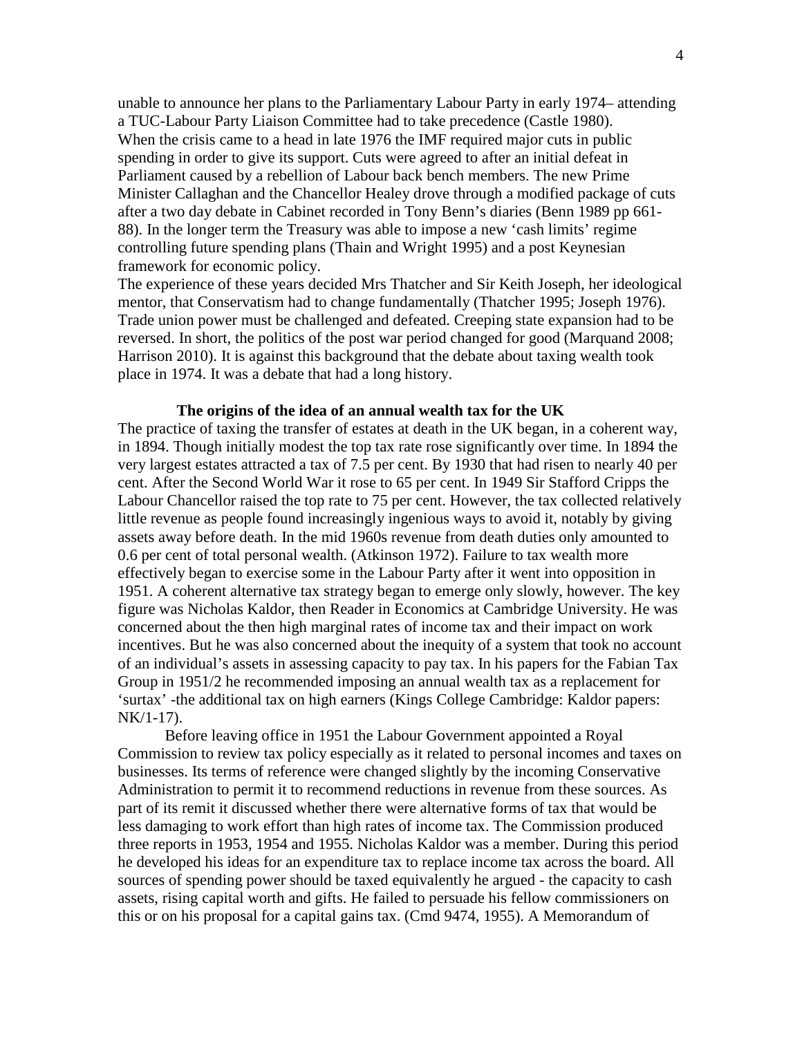unable to announce her plans to the Parliamentary Labour Party in early 1974– attending a TUC-Labour Party Liaison Committee had to take precedence (Castle 1980). When the crisis came to a head in late 1976 the IMF required major cuts in public spending in order to give its support. Cuts were agreed to after an initial defeat in Parliament caused by a rebellion of Labour back bench members. The new Prime Minister Callaghan and the Chancellor Healey drove through a modified package of cuts after a two day debate in Cabinet recorded in Tony Benn's diaries (Benn 1989 pp 661-88). In the longer term the Treasury was able to impose a new 'cash limits' regime controlling future spending plans (Thain and Wright 1995) and a post Keynesian framework for economic policy.

The experience of these years decided Mrs Thatcher and Sir Keith Joseph, her ideological mentor, that Conservatism had to change fundamentally (Thatcher 1995; Joseph 1976). Trade union power must be challenged and defeated. Creeping state expansion had to be reversed. In short, the politics of the post war period changed for good (Marquand 2008; Harrison 2010). It is against this background that the debate about taxing wealth took place in 1974. It was a debate that had a long history.

## The origins of the idea of an annual wealth tax for the UK

The practice of taxing the transfer of estates at death in the UK began, in a coherent way, in 1894. Though initially modest the top tax rate rose significantly over time. In 1894 the very largest estates attracted a tax of 7.5 per cent. By 1930 that had risen to nearly 40 per cent. After the Second World War it rose to 65 per cent. In 1949 Sir Stafford Cripps the Labour Chancellor raised the top rate to 75 per cent. However, the tax collected relatively little revenue as people found increasingly ingenious ways to avoid it, notably by giving assets away before death. In the mid 1960s revenue from death duties only amounted to 0.6 per cent of total personal wealth. (Atkinson 1972). Failure to tax wealth more effectively began to exercise some in the Labour Party after it went into opposition in 1951. A coherent alternative tax strategy began to emerge only slowly, however. The key figure was Nicholas Kaldor, then Reader in Economics at Cambridge University. He was concerned about the then high marginal rates of income tax and their impact on work incentives. But he was also concerned about the inequity of a system that took no account of an individual's assets in assessing capacity to pay tax. In his papers for the Fabian Tax Group in 1951/2 he recommended imposing an annual wealth tax as a replacement for 'surtax' -the additional tax on high earners (Kings College Cambridge: Kaldor papers: NK/1-17).

Before leaving office in 1951 the Labour Government appointed a Royal Commission to review tax policy especially as it related to personal incomes and taxes on businesses. Its terms of reference were changed slightly by the incoming Conservative Administration to permit it to recommend reductions in revenue from these sources. As part of its remit it discussed whether there were alternative forms of tax that would be less damaging to work effort than high rates of income tax. The Commission produced three reports in 1953, 1954 and 1955. Nicholas Kaldor was a member. During this period he developed his ideas for an expenditure tax to replace income tax across the board. All sources of spending power should be taxed equivalently he argued - the capacity to cash assets, rising capital worth and gifts. He failed to persuade his fellow commissioners on this or on his proposal for a capital gains tax. (Cmd 9474, 1955). A Memorandum of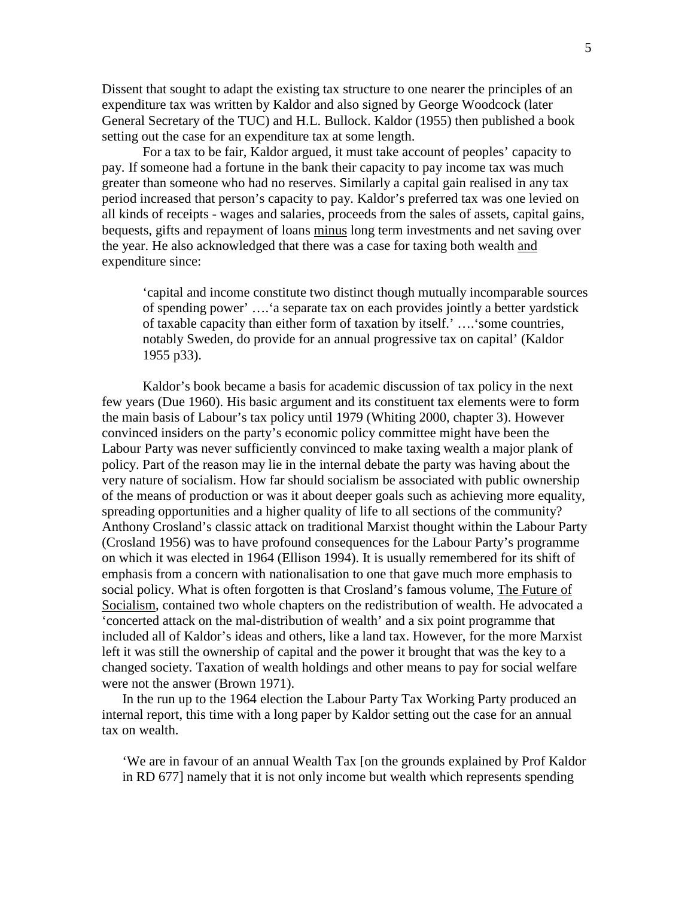Dissent that sought to adapt the existing tax structure to one nearer the principles of an expenditure tax was written by Kaldor and also signed by George Woodcock (later General Secretary of the TUC) and H.L. Bullock. Kaldor (1955) then published a book setting out the case for an expenditure tax at some length.

For a tax to be fair, Kaldor argued, it must take account of peoples' capacity to pay. If someone had a fortune in the bank their capacity to pay income tax was much greater than someone who had no reserves. Similarly a capital gain realised in any tax period increased that person's capacity to pay. Kaldor's preferred tax was one levied on all kinds of receipts - wages and salaries, proceeds from the sales of assets, capital gains, bequests, gifts and repayment of loans <u>minus</u> long term investments and net saving over the year. He also acknowledged that there was a case for taxing both wealth <u>and</u> expenditure since:

> 'capital and income constitute two distinct though mutually incomparable sources of spending power' ….'a separate tax on each provides jointly a better yardstick of taxable capacity than either form of taxation by itself.' ….'some countries, notably Sweden, do provide for an annual progressive tax on capital' (Kaldor 1955 p33).

Kaldor's book became a basis for academic discussion of tax policy in the next few years (Due 1960). His basic argument and its constituent tax elements were to form the main basis of Labour's tax policy until 1979 (Whiting 2000, chapter 3). However convinced insiders on the party's economic policy committee might have been the Labour Party was never sufficiently convinced to make taxing wealth a major plank of policy. Part of the reason may lie in the internal debate the party was having about the very nature of socialism. How far should socialism be associated with public ownership of the means of production or was it about deeper goals such as achieving more equality, spreading opportunities and a higher quality of life to all sections of the community? Anthony Crosland's classic attack on traditional Marxist thought within the Labour Party (Crosland 1956) was to have profound consequences for the Labour Party's programme on which it was elected in 1964 (Ellison 1994). It is usually remembered for its shift of emphasis from a concern with nationalisation to one that gave much more emphasis to social policy. What is often forgotten is that Crosland's famous volume, <u>The Future of Socialism</u>, contained two whole chapters on the redistribution of wealth. He advocated a 'concerted attack on the mal-distribution of wealth' and a six point programme that included all of Kaldor's ideas and others, like a land tax. However, for the more Marxist left it was still the ownership of capital and the power it brought that was the key to a changed society. Taxation of wealth holdings and other means to pay for social welfare were not the answer (Brown 1971).

In the run up to the 1964 election the Labour Party Tax Working Party produced an internal report, this time with a long paper by Kaldor setting out the case for an annual tax on wealth.

> 'We are in favour of an annual Wealth Tax [on the grounds explained by Prof Kaldor in RD 677] namely that it is not only income but wealth which represents spending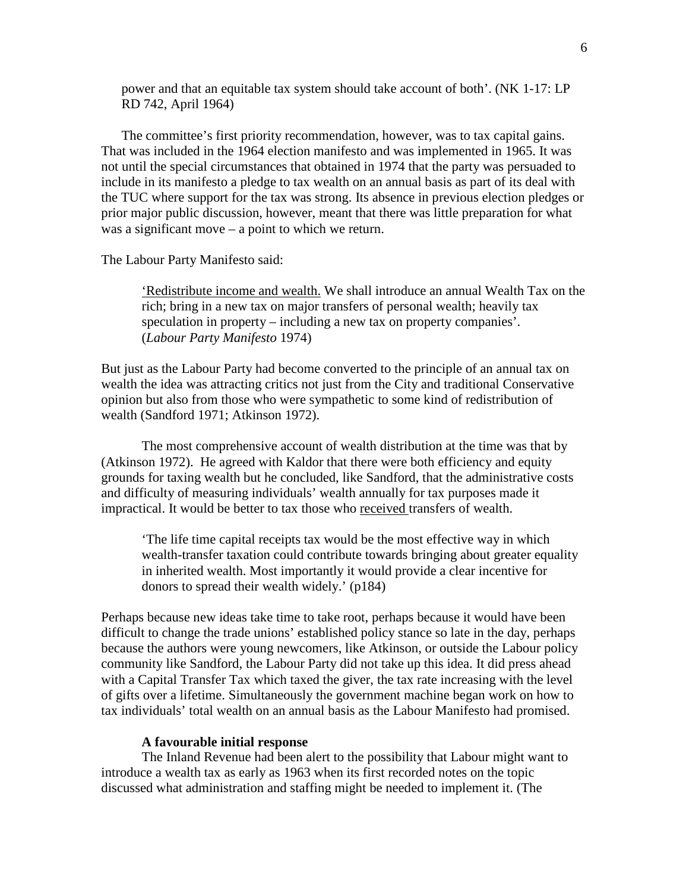power and that an equitable tax system should take account of both'. (NK 1-17: LP RD 742, April 1964)

The committee's first priority recommendation, however, was to tax capital gains. That was included in the 1964 election manifesto and was implemented in 1965. It was not until the special circumstances that obtained in 1974 that the party was persuaded to include in its manifesto a pledge to tax wealth on an annual basis as part of its deal with the TUC where support for the tax was strong. Its absence in previous election pledges or prior major public discussion, however, meant that there was little preparation for what was a significant move – a point to which we return.

The Labour Party Manifesto said:

> 'Redistribute income and wealth. We shall introduce an annual Wealth Tax on the rich; bring in a new tax on major transfers of personal wealth; heavily tax speculation in property – including a new tax on property companies'. (*Labour Party Manifesto* 1974)

But just as the Labour Party had become converted to the principle of an annual tax on wealth the idea was attracting critics not just from the City and traditional Conservative opinion but also from those who were sympathetic to some kind of redistribution of wealth (Sandford 1971; Atkinson 1972).

The most comprehensive account of wealth distribution at the time was that by (Atkinson 1972). He agreed with Kaldor that there were both efficiency and equity grounds for taxing wealth but he concluded, like Sandford, that the administrative costs and difficulty of measuring individuals' wealth annually for tax purposes made it impractical. It would be better to tax those who received transfers of wealth.

> 'The life time capital receipts tax would be the most effective way in which wealth-transfer taxation could contribute towards bringing about greater equality in inherited wealth. Most importantly it would provide a clear incentive for donors to spread their wealth widely.' (p184)

Perhaps because new ideas take time to take root, perhaps because it would have been difficult to change the trade unions' established policy stance so late in the day, perhaps because the authors were young newcomers, like Atkinson, or outside the Labour policy community like Sandford, the Labour Party did not take up this idea. It did press ahead with a Capital Transfer Tax which taxed the giver, the tax rate increasing with the level of gifts over a lifetime. Simultaneously the government machine began work on how to tax individuals' total wealth on an annual basis as the Labour Manifesto had promised.

**A favourable initial response**

The Inland Revenue had been alert to the possibility that Labour might want to introduce a wealth tax as early as 1963 when its first recorded notes on the topic discussed what administration and staffing might be needed to implement it. (The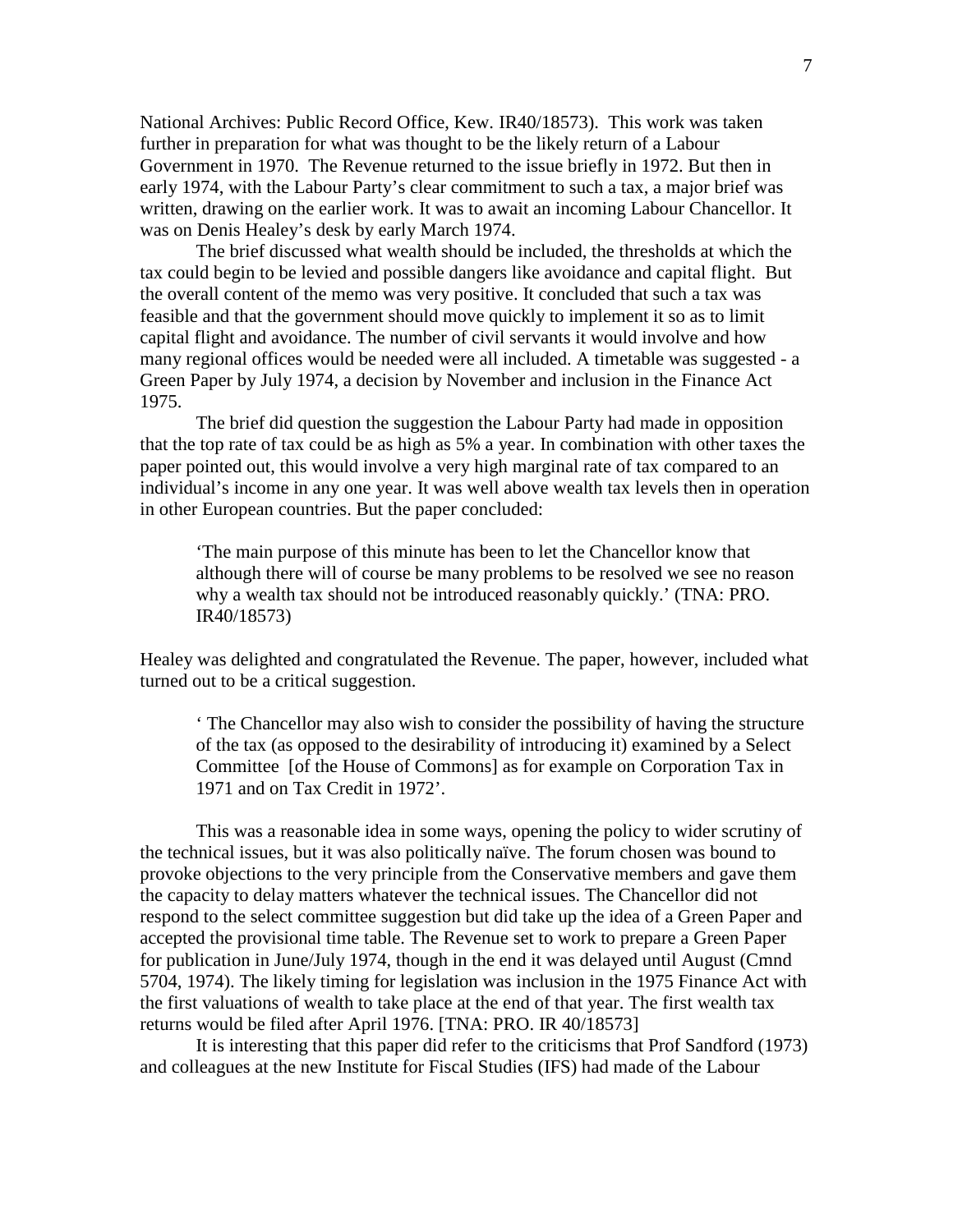National Archives: Public Record Office, Kew. IR40/18573). This work was taken further in preparation for what was thought to be the likely return of a Labour Government in 1970. The Revenue returned to the issue briefly in 1972. But then in early 1974, with the Labour Party's clear commitment to such a tax, a major brief was written, drawing on the earlier work. It was to await an incoming Labour Chancellor. It was on Denis Healey's desk by early March 1974.

The brief discussed what wealth should be included, the thresholds at which the tax could begin to be levied and possible dangers like avoidance and capital flight. But the overall content of the memo was very positive. It concluded that such a tax was feasible and that the government should move quickly to implement it so as to limit capital flight and avoidance. The number of civil servants it would involve and how many regional offices would be needed were all included. A timetable was suggested - a Green Paper by July 1974, a decision by November and inclusion in the Finance Act 1975.

The brief did question the suggestion the Labour Party had made in opposition that the top rate of tax could be as high as 5% a year. In combination with other taxes the paper pointed out, this would involve a very high marginal rate of tax compared to an individual's income in any one year. It was well above wealth tax levels then in operation in other European countries. But the paper concluded:

> 'The main purpose of this minute has been to let the Chancellor know that although there will of course be many problems to be resolved we see no reason why a wealth tax should not be introduced reasonably quickly.' (TNA: PRO. IR40/18573)

Healey was delighted and congratulated the Revenue. The paper, however, included what turned out to be a critical suggestion.

> ' The Chancellor may also wish to consider the possibility of having the structure of the tax (as opposed to the desirability of introducing it) examined by a Select Committee [of the House of Commons] as for example on Corporation Tax in 1971 and on Tax Credit in 1972'.

This was a reasonable idea in some ways, opening the policy to wider scrutiny of the technical issues, but it was also politically naïve. The forum chosen was bound to provoke objections to the very principle from the Conservative members and gave them the capacity to delay matters whatever the technical issues. The Chancellor did not respond to the select committee suggestion but did take up the idea of a Green Paper and accepted the provisional time table. The Revenue set to work to prepare a Green Paper for publication in June/July 1974, though in the end it was delayed until August (Cmnd 5704, 1974). The likely timing for legislation was inclusion in the 1975 Finance Act with the first valuations of wealth to take place at the end of that year. The first wealth tax returns would be filed after April 1976. [TNA: PRO. IR 40/18573]

It is interesting that this paper did refer to the criticisms that Prof Sandford (1973) and colleagues at the new Institute for Fiscal Studies (IFS) had made of the Labour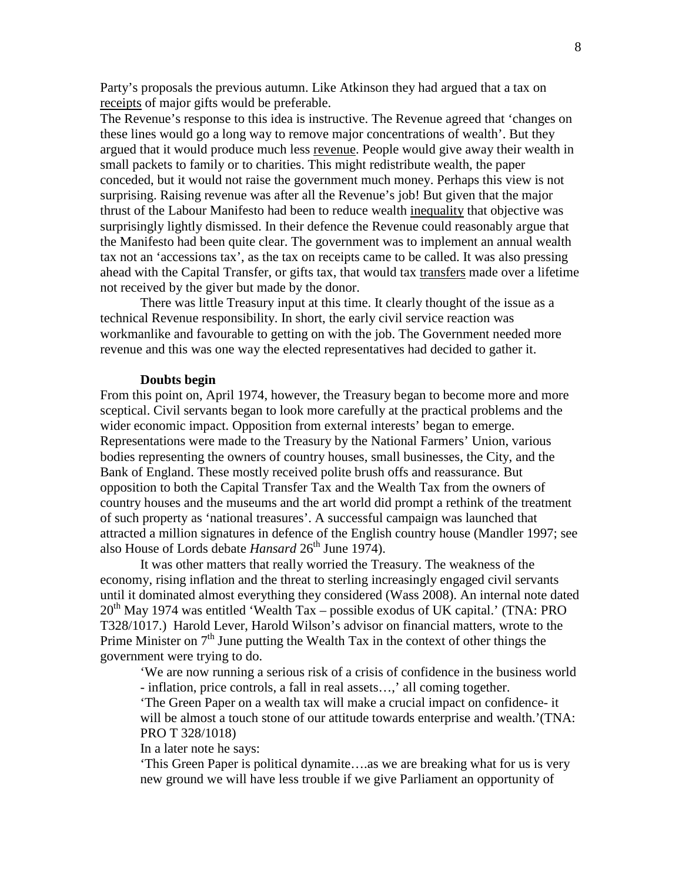Party's proposals the previous autumn. Like Atkinson they had argued that a tax on receipts of major gifts would be preferable.

The Revenue's response to this idea is instructive. The Revenue agreed that 'changes on these lines would go a long way to remove major concentrations of wealth'. But they argued that it would produce much less revenue. People would give away their wealth in small packets to family or to charities. This might redistribute wealth, the paper conceded, but it would not raise the government much money. Perhaps this view is not surprising. Raising revenue was after all the Revenue's job! But given that the major thrust of the Labour Manifesto had been to reduce wealth inequality that objective was surprisingly lightly dismissed. In their defence the Revenue could reasonably argue that the Manifesto had been quite clear. The government was to implement an annual wealth tax not an 'accessions tax', as the tax on receipts came to be called. It was also pressing ahead with the Capital Transfer, or gifts tax, that would tax transfers made over a lifetime not received by the giver but made by the donor.

There was little Treasury input at this time. It clearly thought of the issue as a technical Revenue responsibility. In short, the early civil service reaction was workmanlike and favourable to getting on with the job. The Government needed more revenue and this was one way the elected representatives had decided to gather it.

**Doubts begin**

From this point on, April 1974, however, the Treasury began to become more and more sceptical. Civil servants began to look more carefully at the practical problems and the wider economic impact. Opposition from external interests' began to emerge. Representations were made to the Treasury by the National Farmers' Union, various bodies representing the owners of country houses, small businesses, the City, and the Bank of England. These mostly received polite brush offs and reassurance. But opposition to both the Capital Transfer Tax and the Wealth Tax from the owners of country houses and the museums and the art world did prompt a rethink of the treatment of such property as 'national treasures'. A successful campaign was launched that attracted a million signatures in defence of the English country house (Mandler 1997; see also House of Lords debate *Hansard* 26th June 1974).

It was other matters that really worried the Treasury. The weakness of the economy, rising inflation and the threat to sterling increasingly engaged civil servants until it dominated almost everything they considered (Wass 2008). An internal note dated 20th May 1974 was entitled 'Wealth Tax – possible exodus of UK capital.' (TNA: PRO T328/1017.) Harold Lever, Harold Wilson's advisor on financial matters, wrote to the Prime Minister on 7th June putting the Wealth Tax in the context of other things the government were trying to do.

> 'We are now running a serious risk of a crisis of confidence in the business world - inflation, price controls, a fall in real assets…,' all coming together.
>
> 'The Green Paper on a wealth tax will make a crucial impact on confidence- it will be almost a touch stone of our attitude towards enterprise and wealth.'(TNA: PRO T 328/1018)
>
> In a later note he says:
>
> 'This Green Paper is political dynamite….as we are breaking what for us is very new ground we will have less trouble if we give Parliament an opportunity of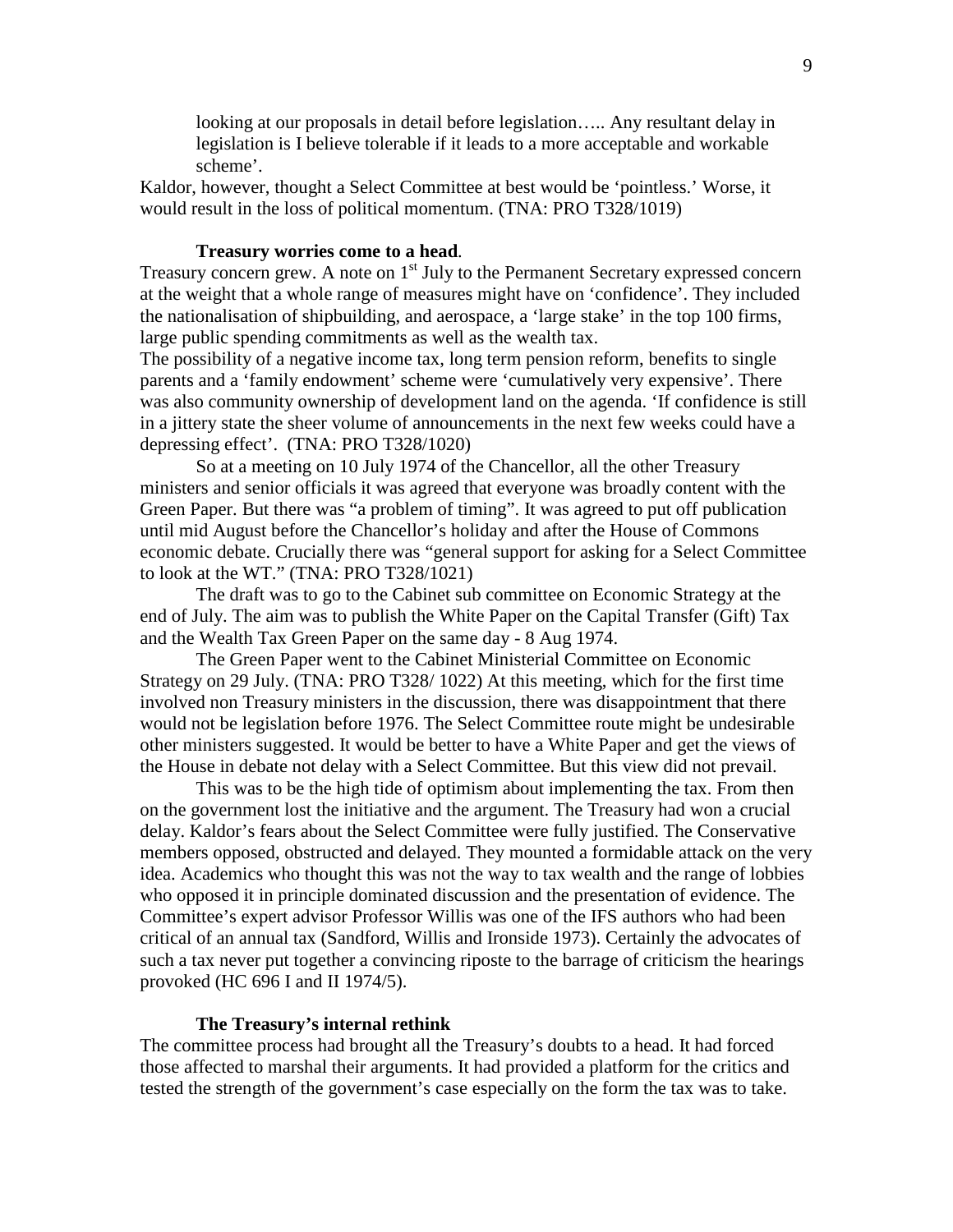> looking at our proposals in detail before legislation….. Any resultant delay in legislation is I believe tolerable if it leads to a more acceptable and workable scheme'.

Kaldor, however, thought a Select Committee at best would be 'pointless.' Worse, it would result in the loss of political momentum. (TNA: PRO T328/1019)

**Treasury worries come to a head.**

Treasury concern grew. A note on 1st July to the Permanent Secretary expressed concern at the weight that a whole range of measures might have on 'confidence'. They included the nationalisation of shipbuilding, and aerospace, a 'large stake' in the top 100 firms, large public spending commitments as well as the wealth tax.

The possibility of a negative income tax, long term pension reform, benefits to single parents and a 'family endowment' scheme were 'cumulatively very expensive'. There was also community ownership of development land on the agenda. 'If confidence is still in a jittery state the sheer volume of announcements in the next few weeks could have a depressing effect'. (TNA: PRO T328/1020)

So at a meeting on 10 July 1974 of the Chancellor, all the other Treasury ministers and senior officials it was agreed that everyone was broadly content with the Green Paper. But there was "a problem of timing". It was agreed to put off publication until mid August before the Chancellor's holiday and after the House of Commons economic debate. Crucially there was "general support for asking for a Select Committee to look at the WT." (TNA: PRO T328/1021)

The draft was to go to the Cabinet sub committee on Economic Strategy at the end of July. The aim was to publish the White Paper on the Capital Transfer (Gift) Tax and the Wealth Tax Green Paper on the same day - 8 Aug 1974.

The Green Paper went to the Cabinet Ministerial Committee on Economic Strategy on 29 July. (TNA: PRO T328/ 1022) At this meeting, which for the first time involved non Treasury ministers in the discussion, there was disappointment that there would not be legislation before 1976. The Select Committee route might be undesirable other ministers suggested. It would be better to have a White Paper and get the views of the House in debate not delay with a Select Committee. But this view did not prevail.

This was to be the high tide of optimism about implementing the tax. From then on the government lost the initiative and the argument. The Treasury had won a crucial delay. Kaldor's fears about the Select Committee were fully justified. The Conservative members opposed, obstructed and delayed. They mounted a formidable attack on the very idea. Academics who thought this was not the way to tax wealth and the range of lobbies who opposed it in principle dominated discussion and the presentation of evidence. The Committee's expert advisor Professor Willis was one of the IFS authors who had been critical of an annual tax (Sandford, Willis and Ironside 1973). Certainly the advocates of such a tax never put together a convincing riposte to the barrage of criticism the hearings provoked (HC 696 I and II 1974/5).

**The Treasury's internal rethink**

The committee process had brought all the Treasury's doubts to a head. It had forced those affected to marshal their arguments. It had provided a platform for the critics and tested the strength of the government's case especially on the form the tax was to take.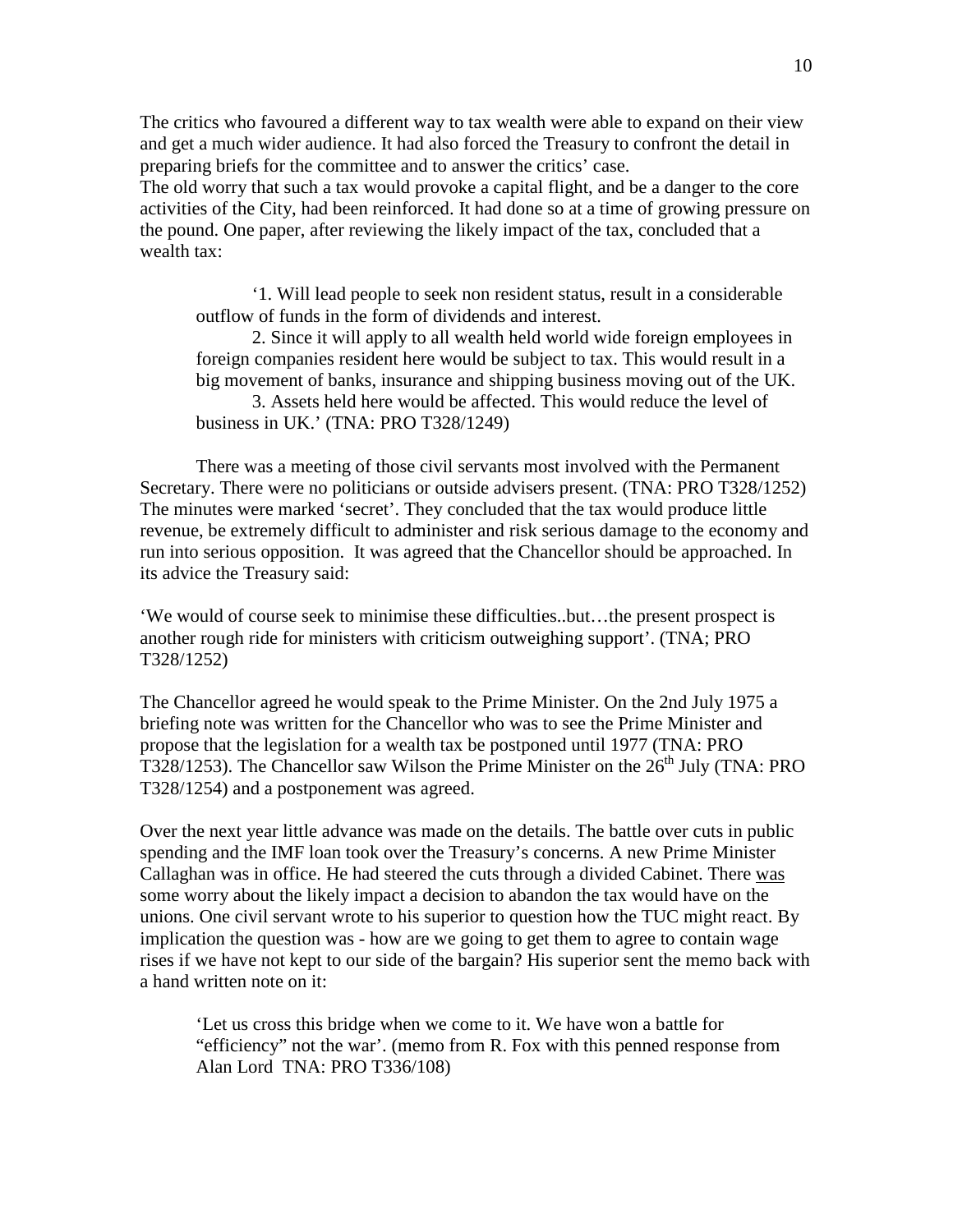The critics who favoured a different way to tax wealth were able to expand on their view and get a much wider audience. It had also forced the Treasury to confront the detail in preparing briefs for the committee and to answer the critics' case.

The old worry that such a tax would provoke a capital flight, and be a danger to the core activities of the City, had been reinforced. It had done so at a time of growing pressure on the pound. One paper, after reviewing the likely impact of the tax, concluded that a wealth tax:

> '1. Will lead people to seek non resident status, result in a considerable outflow of funds in the form of dividends and interest.
>
> 2. Since it will apply to all wealth held world wide foreign employees in foreign companies resident here would be subject to tax. This would result in a big movement of banks, insurance and shipping business moving out of the UK.
>
> 3. Assets held here would be affected. This would reduce the level of business in UK.' (TNA: PRO T328/1249)

There was a meeting of those civil servants most involved with the Permanent Secretary. There were no politicians or outside advisers present. (TNA: PRO T328/1252) The minutes were marked 'secret'. They concluded that the tax would produce little revenue, be extremely difficult to administer and risk serious damage to the economy and run into serious opposition. It was agreed that the Chancellor should be approached. In its advice the Treasury said:

'We would of course seek to minimise these difficulties..but…the present prospect is another rough ride for ministers with criticism outweighing support'. (TNA; PRO T328/1252)

The Chancellor agreed he would speak to the Prime Minister. On the 2nd July 1975 a briefing note was written for the Chancellor who was to see the Prime Minister and propose that the legislation for a wealth tax be postponed until 1977 (TNA: PRO T328/1253). The Chancellor saw Wilson the Prime Minister on the 26th July (TNA: PRO T328/1254) and a postponement was agreed.

Over the next year little advance was made on the details. The battle over cuts in public spending and the IMF loan took over the Treasury's concerns. A new Prime Minister Callaghan was in office. He had steered the cuts through a divided Cabinet. There was some worry about the likely impact a decision to abandon the tax would have on the unions. One civil servant wrote to his superior to question how the TUC might react. By implication the question was - how are we going to get them to agree to contain wage rises if we have not kept to our side of the bargain? His superior sent the memo back with a hand written note on it:

> 'Let us cross this bridge when we come to it. We have won a battle for "efficiency" not the war'. (memo from R. Fox with this penned response from Alan Lord TNA: PRO T336/108)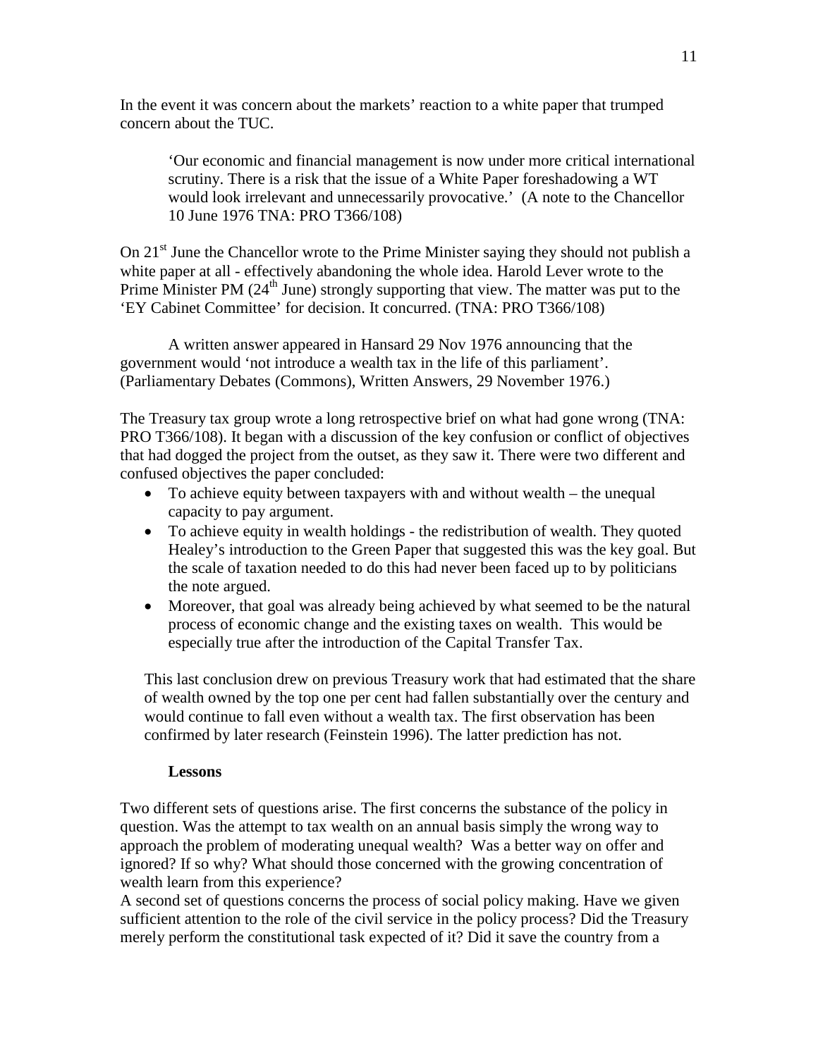In the event it was concern about the markets' reaction to a white paper that trumped concern about the TUC.

> 'Our economic and financial management is now under more critical international scrutiny. There is a risk that the issue of a White Paper foreshadowing a WT would look irrelevant and unnecessarily provocative.' (A note to the Chancellor 10 June 1976 TNA: PRO T366/108)

On 21st June the Chancellor wrote to the Prime Minister saying they should not publish a white paper at all - effectively abandoning the whole idea. Harold Lever wrote to the Prime Minister PM (24th June) strongly supporting that view. The matter was put to the 'EY Cabinet Committee' for decision. It concurred. (TNA: PRO T366/108)

A written answer appeared in Hansard 29 Nov 1976 announcing that the government would 'not introduce a wealth tax in the life of this parliament'. (Parliamentary Debates (Commons), Written Answers, 29 November 1976.)

The Treasury tax group wrote a long retrospective brief on what had gone wrong (TNA: PRO T366/108). It began with a discussion of the key confusion or conflict of objectives that had dogged the project from the outset, as they saw it. There were two different and confused objectives the paper concluded:

- To achieve equity between taxpayers with and without wealth – the unequal capacity to pay argument.
- To achieve equity in wealth holdings - the redistribution of wealth. They quoted Healey's introduction to the Green Paper that suggested this was the key goal. But the scale of taxation needed to do this had never been faced up to by politicians the note argued.
- Moreover, that goal was already being achieved by what seemed to be the natural process of economic change and the existing taxes on wealth. This would be especially true after the introduction of the Capital Transfer Tax.

This last conclusion drew on previous Treasury work that had estimated that the share of wealth owned by the top one per cent had fallen substantially over the century and would continue to fall even without a wealth tax. The first observation has been confirmed by later research (Feinstein 1996). The latter prediction has not.

### Lessons

Two different sets of questions arise. The first concerns the substance of the policy in question. Was the attempt to tax wealth on an annual basis simply the wrong way to approach the problem of moderating unequal wealth? Was a better way on offer and ignored? If so why? What should those concerned with the growing concentration of wealth learn from this experience?

A second set of questions concerns the process of social policy making. Have we given sufficient attention to the role of the civil service in the policy process? Did the Treasury merely perform the constitutional task expected of it? Did it save the country from a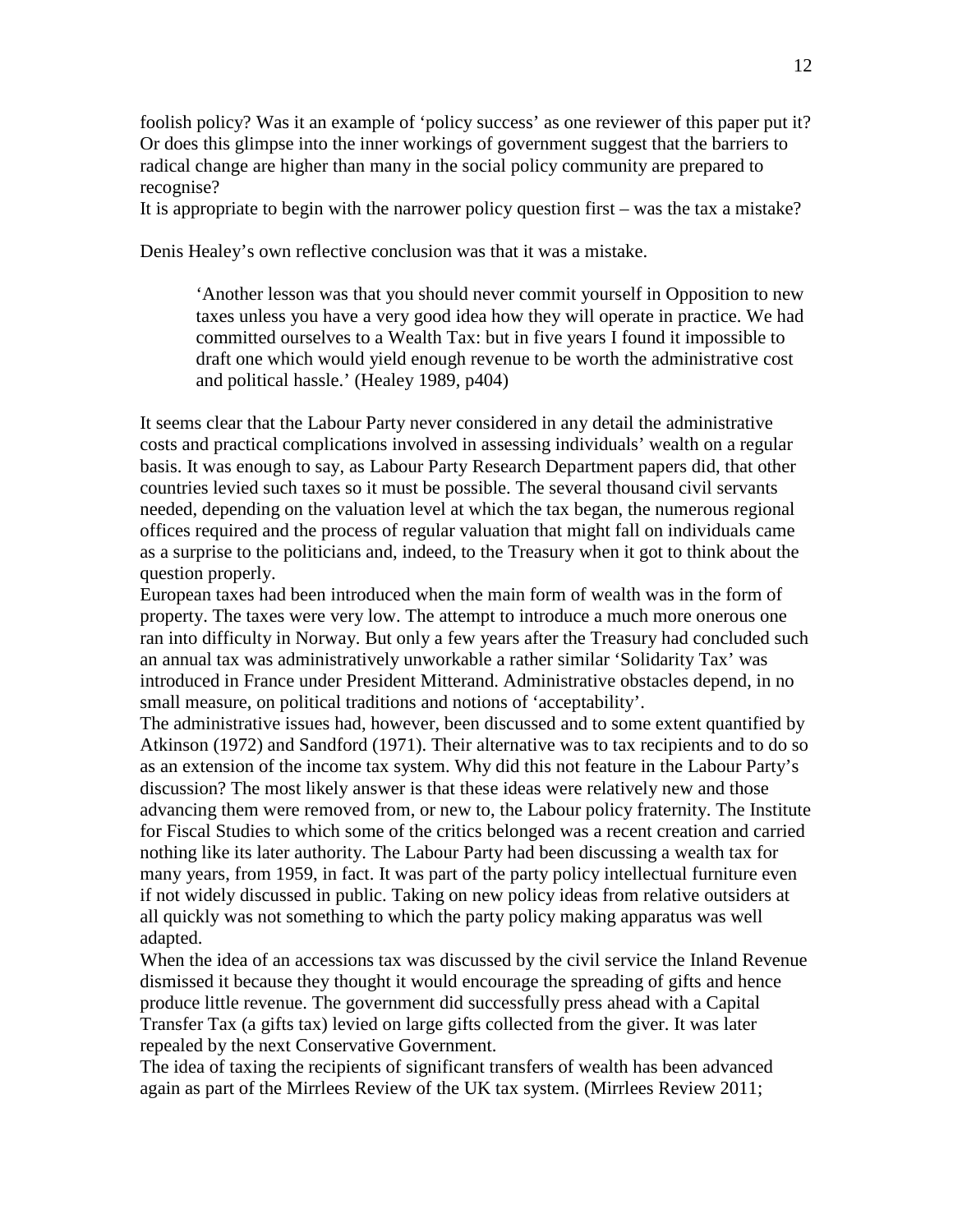foolish policy? Was it an example of 'policy success' as one reviewer of this paper put it? Or does this glimpse into the inner workings of government suggest that the barriers to radical change are higher than many in the social policy community are prepared to recognise?

It is appropriate to begin with the narrower policy question first – was the tax a mistake?

Denis Healey's own reflective conclusion was that it was a mistake.

> 'Another lesson was that you should never commit yourself in Opposition to new taxes unless you have a very good idea how they will operate in practice. We had committed ourselves to a Wealth Tax: but in five years I found it impossible to draft one which would yield enough revenue to be worth the administrative cost and political hassle.' (Healey 1989, p404)

It seems clear that the Labour Party never considered in any detail the administrative costs and practical complications involved in assessing individuals' wealth on a regular basis. It was enough to say, as Labour Party Research Department papers did, that other countries levied such taxes so it must be possible. The several thousand civil servants needed, depending on the valuation level at which the tax began, the numerous regional offices required and the process of regular valuation that might fall on individuals came as a surprise to the politicians and, indeed, to the Treasury when it got to think about the question properly.

European taxes had been introduced when the main form of wealth was in the form of property. The taxes were very low. The attempt to introduce a much more onerous one ran into difficulty in Norway. But only a few years after the Treasury had concluded such an annual tax was administratively unworkable a rather similar 'Solidarity Tax' was introduced in France under President Mitterand. Administrative obstacles depend, in no small measure, on political traditions and notions of 'acceptability'.

The administrative issues had, however, been discussed and to some extent quantified by Atkinson (1972) and Sandford (1971). Their alternative was to tax recipients and to do so as an extension of the income tax system. Why did this not feature in the Labour Party's discussion? The most likely answer is that these ideas were relatively new and those advancing them were removed from, or new to, the Labour policy fraternity. The Institute for Fiscal Studies to which some of the critics belonged was a recent creation and carried nothing like its later authority. The Labour Party had been discussing a wealth tax for many years, from 1959, in fact. It was part of the party policy intellectual furniture even if not widely discussed in public. Taking on new policy ideas from relative outsiders at all quickly was not something to which the party policy making apparatus was well adapted.

When the idea of an accessions tax was discussed by the civil service the Inland Revenue dismissed it because they thought it would encourage the spreading of gifts and hence produce little revenue. The government did successfully press ahead with a Capital Transfer Tax (a gifts tax) levied on large gifts collected from the giver. It was later repealed by the next Conservative Government.

The idea of taxing the recipients of significant transfers of wealth has been advanced again as part of the Mirrlees Review of the UK tax system. (Mirrlees Review 2011;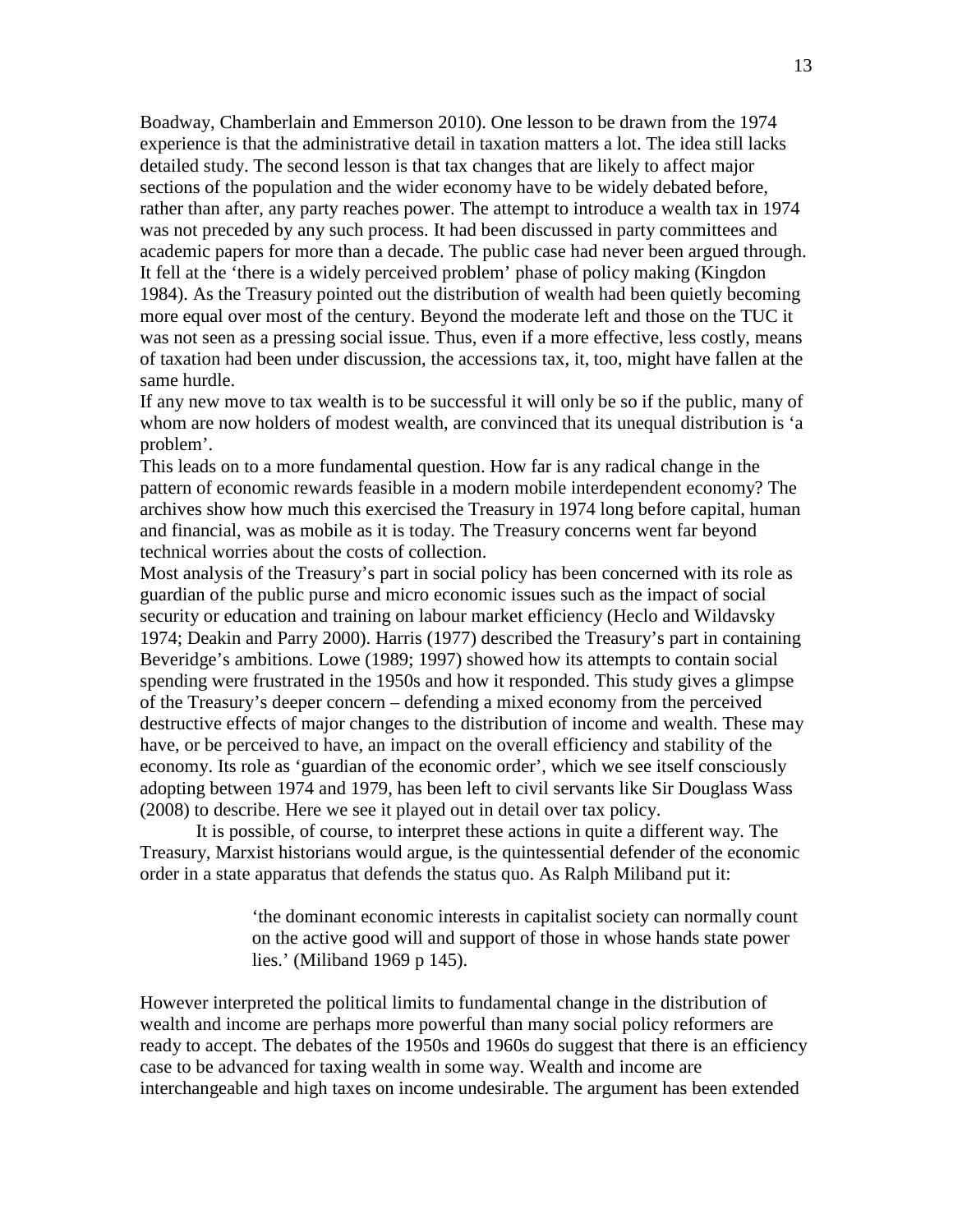Boadway, Chamberlain and Emmerson 2010). One lesson to be drawn from the 1974 experience is that the administrative detail in taxation matters a lot. The idea still lacks detailed study. The second lesson is that tax changes that are likely to affect major sections of the population and the wider economy have to be widely debated before, rather than after, any party reaches power. The attempt to introduce a wealth tax in 1974 was not preceded by any such process. It had been discussed in party committees and academic papers for more than a decade. The public case had never been argued through. It fell at the 'there is a widely perceived problem' phase of policy making (Kingdon 1984). As the Treasury pointed out the distribution of wealth had been quietly becoming more equal over most of the century. Beyond the moderate left and those on the TUC it was not seen as a pressing social issue. Thus, even if a more effective, less costly, means of taxation had been under discussion, the accessions tax, it, too, might have fallen at the same hurdle.

If any new move to tax wealth is to be successful it will only be so if the public, many of whom are now holders of modest wealth, are convinced that its unequal distribution is 'a problem'.

This leads on to a more fundamental question. How far is any radical change in the pattern of economic rewards feasible in a modern mobile interdependent economy? The archives show how much this exercised the Treasury in 1974 long before capital, human and financial, was as mobile as it is today. The Treasury concerns went far beyond technical worries about the costs of collection.

Most analysis of the Treasury's part in social policy has been concerned with its role as guardian of the public purse and micro economic issues such as the impact of social security or education and training on labour market efficiency (Heclo and Wildavsky 1974; Deakin and Parry 2000). Harris (1977) described the Treasury's part in containing Beveridge's ambitions. Lowe (1989; 1997) showed how its attempts to contain social spending were frustrated in the 1950s and how it responded. This study gives a glimpse of the Treasury's deeper concern – defending a mixed economy from the perceived destructive effects of major changes to the distribution of income and wealth. These may have, or be perceived to have, an impact on the overall efficiency and stability of the economy. Its role as 'guardian of the economic order', which we see itself consciously adopting between 1974 and 1979, has been left to civil servants like Sir Douglass Wass (2008) to describe. Here we see it played out in detail over tax policy.

It is possible, of course, to interpret these actions in quite a different way. The Treasury, Marxist historians would argue, is the quintessential defender of the economic order in a state apparatus that defends the status quo. As Ralph Miliband put it:

> 'the dominant economic interests in capitalist society can normally count on the active good will and support of those in whose hands state power lies.' (Miliband 1969 p 145).

However interpreted the political limits to fundamental change in the distribution of wealth and income are perhaps more powerful than many social policy reformers are ready to accept. The debates of the 1950s and 1960s do suggest that there is an efficiency case to be advanced for taxing wealth in some way. Wealth and income are interchangeable and high taxes on income undesirable. The argument has been extended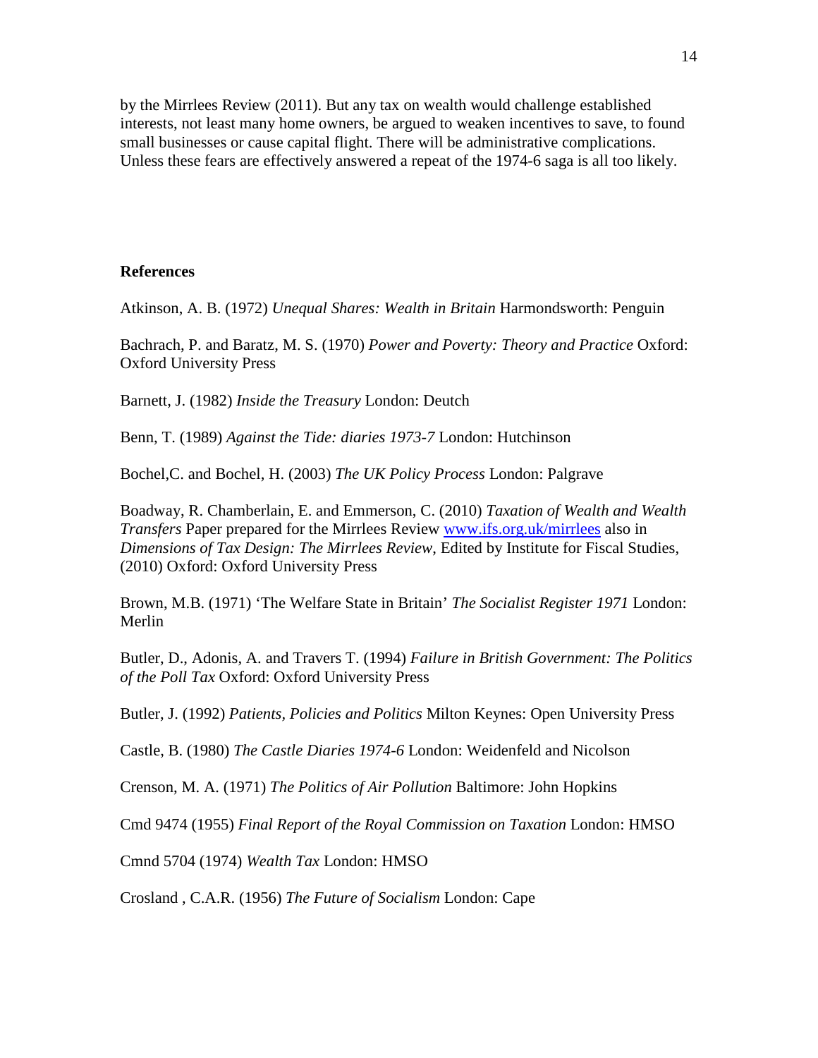by the Mirrlees Review (2011). But any tax on wealth would challenge established interests, not least many home owners, be argued to weaken incentives to save, to found small businesses or cause capital flight. There will be administrative complications. Unless these fears are effectively answered a repeat of the 1974-6 saga is all too likely.

## References

Atkinson, A. B. (1972) *Unequal Shares: Wealth in Britain* Harmondsworth: Penguin

Bachrach, P. and Baratz, M. S. (1970) *Power and Poverty: Theory and Practice* Oxford: Oxford University Press

Barnett, J. (1982) *Inside the Treasury* London: Deutch

Benn, T. (1989) *Against the Tide: diaries 1973-7* London: Hutchinson

Bochel,C. and Bochel, H. (2003) *The UK Policy Process* London: Palgrave

Boadway, R. Chamberlain, E. and Emmerson, C. (2010) *Taxation of Wealth and Wealth Transfers* Paper prepared for the Mirrlees Review www.ifs.org.uk/mirrlees also in *Dimensions of Tax Design: The Mirrlees Review*, Edited by Institute for Fiscal Studies, (2010) Oxford: Oxford University Press

Brown, M.B. (1971) 'The Welfare State in Britain' *The Socialist Register 1971* London: Merlin

Butler, D., Adonis, A. and Travers T. (1994) *Failure in British Government: The Politics of the Poll Tax* Oxford: Oxford University Press

Butler, J. (1992) *Patients, Policies and Politics* Milton Keynes: Open University Press

Castle, B. (1980) *The Castle Diaries 1974-6* London: Weidenfeld and Nicolson

Crenson, M. A. (1971) *The Politics of Air Pollution* Baltimore: John Hopkins

Cmd 9474 (1955) *Final Report of the Royal Commission on Taxation* London: HMSO

Cmnd 5704 (1974) *Wealth Tax* London: HMSO

Crosland , C.A.R. (1956) *The Future of Socialism* London: Cape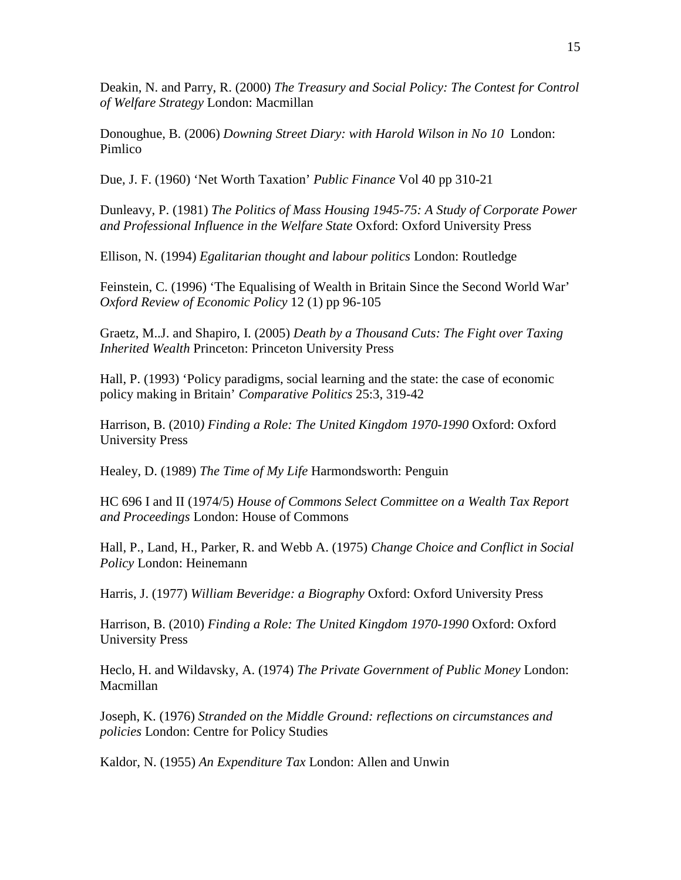Deakin, N. and Parry, R. (2000) *The Treasury and Social Policy: The Contest for Control of Welfare Strategy* London: Macmillan

Donoughue, B. (2006) *Downing Street Diary: with Harold Wilson in No 10* London: Pimlico

Due, J. F. (1960) 'Net Worth Taxation' *Public Finance* Vol 40 pp 310-21

Dunleavy, P. (1981) *The Politics of Mass Housing 1945-75: A Study of Corporate Power and Professional Influence in the Welfare State* Oxford: Oxford University Press

Ellison, N. (1994) *Egalitarian thought and labour politics* London: Routledge

Feinstein, C. (1996) 'The Equalising of Wealth in Britain Since the Second World War' *Oxford Review of Economic Policy* 12 (1) pp 96-105

Graetz, M..J. and Shapiro, I. (2005) *Death by a Thousand Cuts: The Fight over Taxing Inherited Wealth* Princeton: Princeton University Press

Hall, P. (1993) 'Policy paradigms, social learning and the state: the case of economic policy making in Britain' *Comparative Politics* 25:3, 319-42

Harrison, B. (2010*) Finding a Role: The United Kingdom 1970-1990* Oxford: Oxford University Press

Healey, D. (1989) *The Time of My Life* Harmondsworth: Penguin

HC 696 I and II (1974/5) *House of Commons Select Committee on a Wealth Tax Report and Proceedings* London: House of Commons

Hall, P., Land, H., Parker, R. and Webb A. (1975) *Change Choice and Conflict in Social Policy* London: Heinemann

Harris, J. (1977) *William Beveridge: a Biography* Oxford: Oxford University Press

Harrison, B. (2010) *Finding a Role: The United Kingdom 1970-1990* Oxford: Oxford University Press

Heclo, H. and Wildavsky, A. (1974) *The Private Government of Public Money* London: Macmillan

Joseph, K. (1976) *Stranded on the Middle Ground: reflections on circumstances and policies* London: Centre for Policy Studies

Kaldor, N. (1955) *An Expenditure Tax* London: Allen and Unwin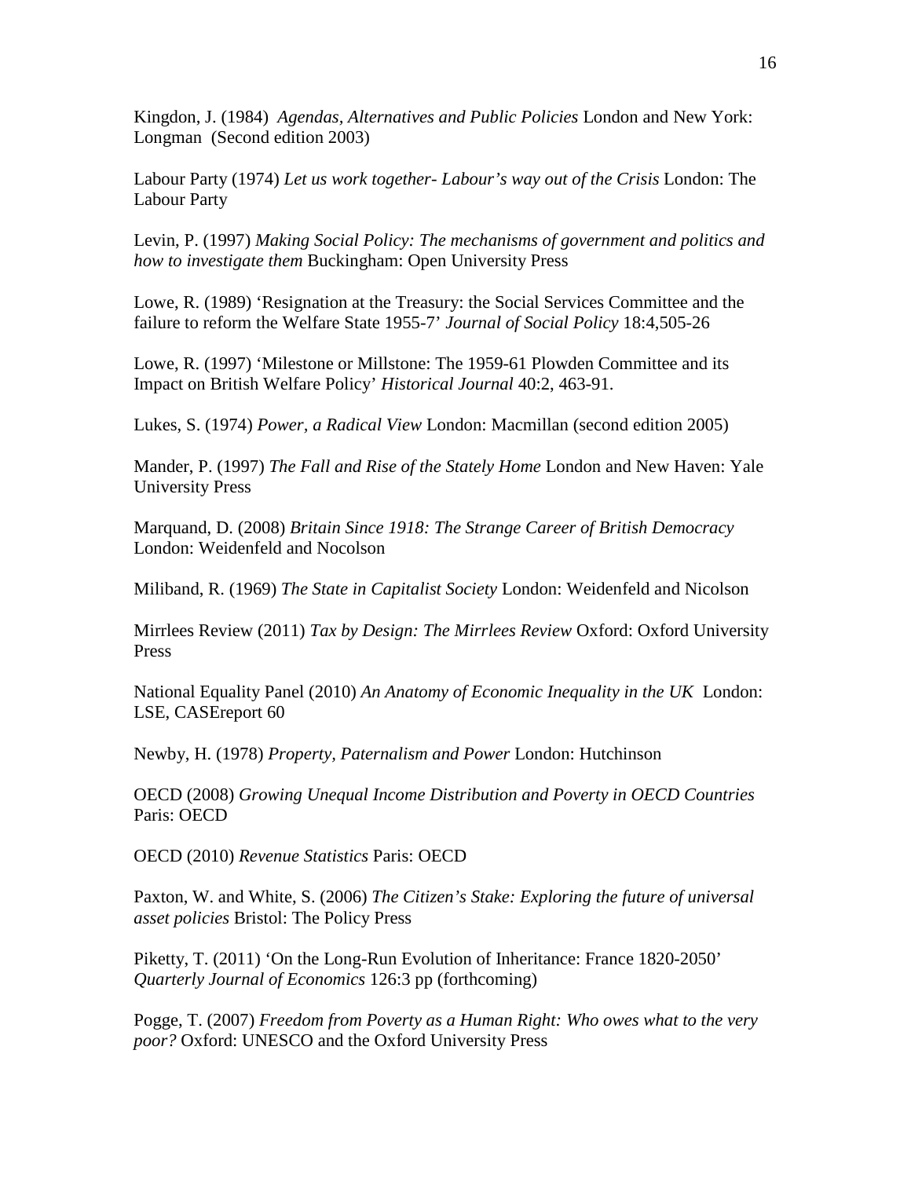Kingdon, J. (1984) *Agendas, Alternatives and Public Policies* London and New York: Longman (Second edition 2003)

Labour Party (1974) *Let us work together- Labour's way out of the Crisis* London: The Labour Party

Levin, P. (1997) *Making Social Policy: The mechanisms of government and politics and how to investigate them* Buckingham: Open University Press

Lowe, R. (1989) 'Resignation at the Treasury: the Social Services Committee and the failure to reform the Welfare State 1955-7' *Journal of Social Policy* 18:4,505-26

Lowe, R. (1997) 'Milestone or Millstone: The 1959-61 Plowden Committee and its Impact on British Welfare Policy' *Historical Journal* 40:2, 463-91.

Lukes, S. (1974) *Power, a Radical View* London: Macmillan (second edition 2005)

Mander, P. (1997) *The Fall and Rise of the Stately Home* London and New Haven: Yale University Press

Marquand, D. (2008) *Britain Since 1918: The Strange Career of British Democracy* London: Weidenfeld and Nocolson

Miliband, R. (1969) *The State in Capitalist Society* London: Weidenfeld and Nicolson

Mirrlees Review (2011) *Tax by Design: The Mirrlees Review* Oxford: Oxford University Press

National Equality Panel (2010) *An Anatomy of Economic Inequality in the UK* London: LSE, CASEreport 60

Newby, H. (1978) *Property, Paternalism and Power* London: Hutchinson

OECD (2008) *Growing Unequal Income Distribution and Poverty in OECD Countries* Paris: OECD

OECD (2010) *Revenue Statistics* Paris: OECD

Paxton, W. and White, S. (2006) *The Citizen's Stake: Exploring the future of universal asset policies* Bristol: The Policy Press

Piketty, T. (2011) 'On the Long-Run Evolution of Inheritance: France 1820-2050' *Quarterly Journal of Economics* 126:3 pp (forthcoming)

Pogge, T. (2007) *Freedom from Poverty as a Human Right: Who owes what to the very poor?* Oxford: UNESCO and the Oxford University Press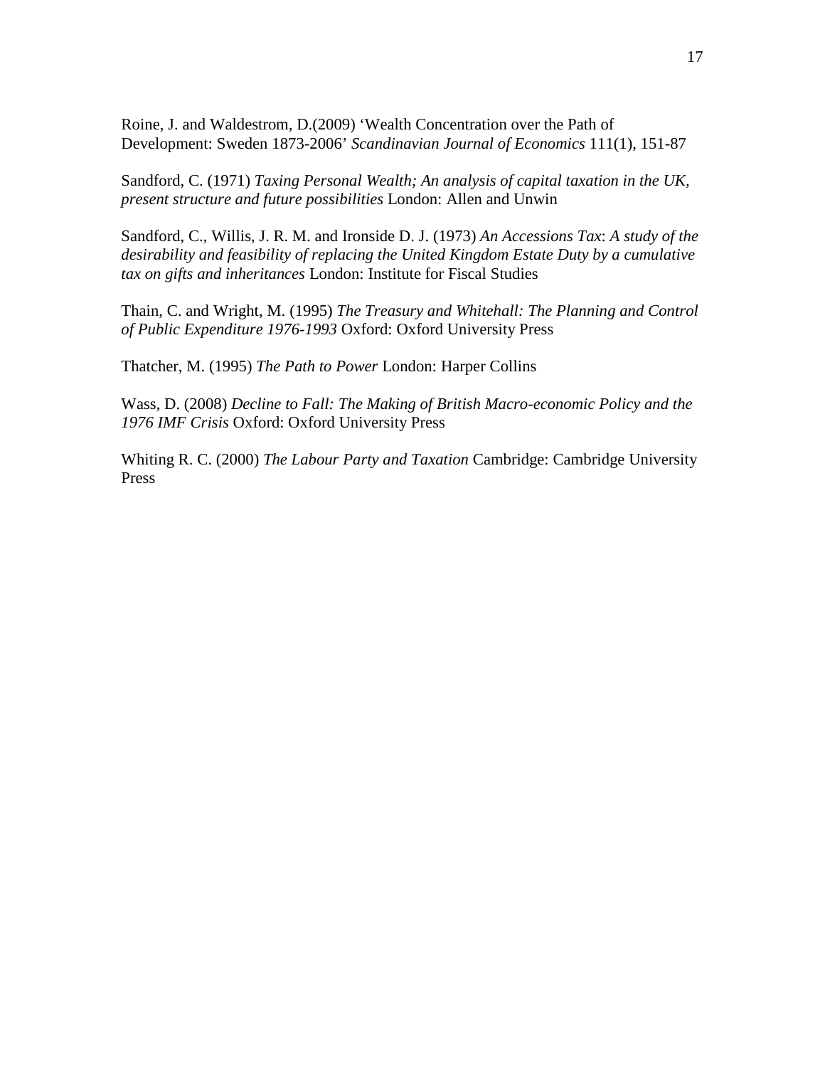Roine, J. and Waldestrom, D.(2009) 'Wealth Concentration over the Path of Development: Sweden 1873-2006' *Scandinavian Journal of Economics* 111(1), 151-87

Sandford, C. (1971) *Taxing Personal Wealth; An analysis of capital taxation in the UK, present structure and future possibilities* London: Allen and Unwin

Sandford, C., Willis, J. R. M. and Ironside D. J. (1973) *An Accessions Tax*: *A study of the desirability and feasibility of replacing the United Kingdom Estate Duty by a cumulative tax on gifts and inheritances* London: Institute for Fiscal Studies

Thain, C. and Wright, M. (1995) *The Treasury and Whitehall: The Planning and Control of Public Expenditure 1976-1993* Oxford: Oxford University Press

Thatcher, M. (1995) *The Path to Power* London: Harper Collins

Wass, D. (2008) *Decline to Fall: The Making of British Macro-economic Policy and the 1976 IMF Crisis* Oxford: Oxford University Press

Whiting R. C. (2000) *The Labour Party and Taxation* Cambridge: Cambridge University Press